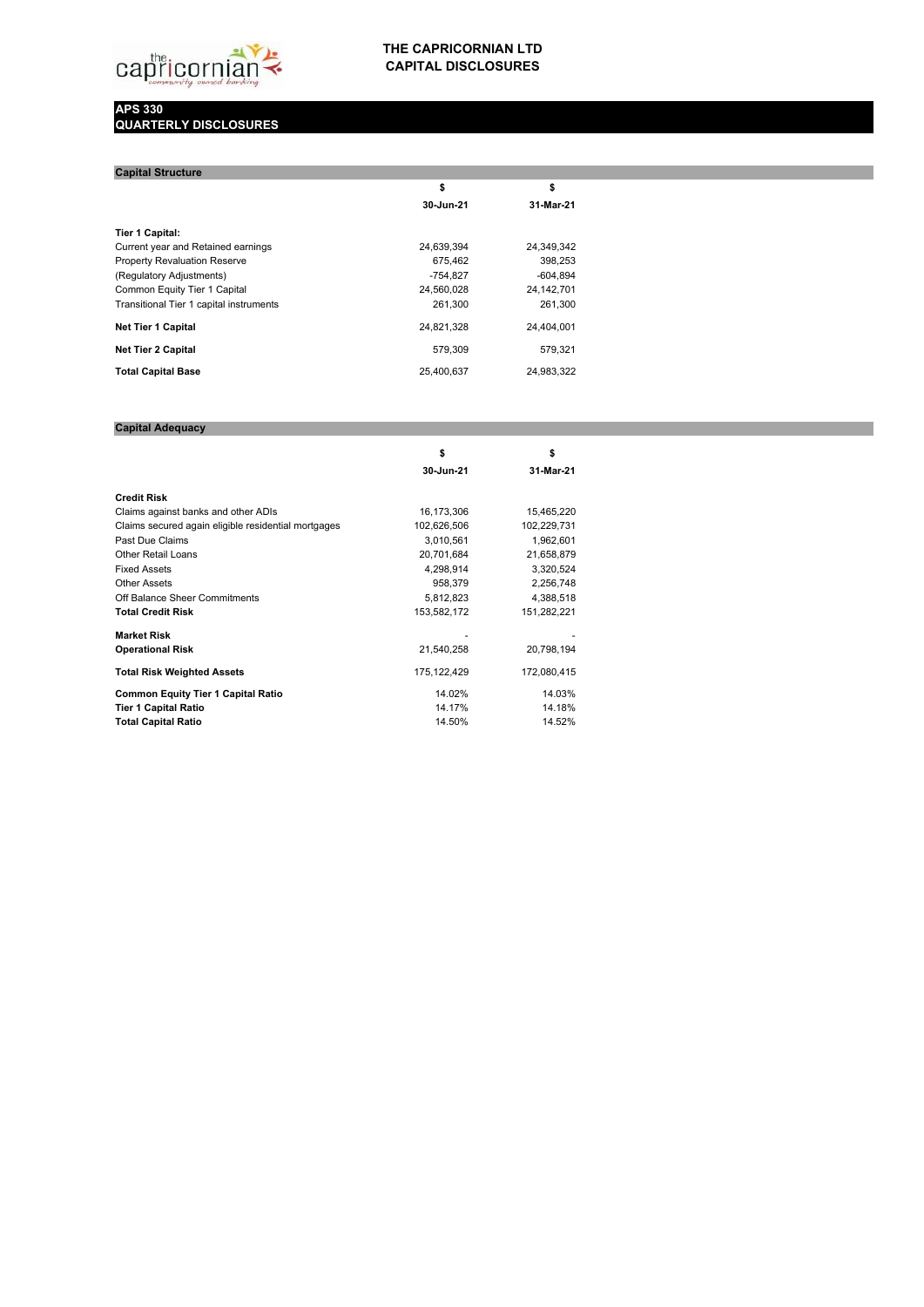# THE CAPRICORNIAN LTD
# CAPITAL DISCLOSURES

## APS 330
## QUARTERLY DISCLOSURES

### Capital Structure

| | $ | $ |
|---|---|---|
| | **30-Jun-21** | **31-Mar-21** |
| **Tier 1 Capital:** | | |
| Current year and Retained earnings | 24,639,394 | 24,349,342 |
| Property Revaluation Reserve | 675,462 | 398,253 |
| (Regulatory Adjustments) | -754,827 | -604,894 |
| Common Equity Tier 1 Capital | 24,560,028 | 24,142,701 |
| Transitional Tier 1 capital instruments | 261,300 | 261,300 |
| **Net Tier 1 Capital** | 24,821,328 | 24,404,001 |
| **Net Tier 2 Capital** | 579,309 | 579,321 |
| **Total Capital Base** | 25,400,637 | 24,983,322 |

### Capital Adequacy

| | $ | $ |
|---|---|---|
| | **30-Jun-21** | **31-Mar-21** |
| **Credit Risk** | | |
| Claims against banks and other ADIs | 16,173,306 | 15,465,220 |
| Claims secured again eligible residential mortgages | 102,626,506 | 102,229,731 |
| Past Due Claims | 3,010,561 | 1,962,601 |
| Other Retail Loans | 20,701,684 | 21,658,879 |
| Fixed Assets | 4,298,914 | 3,320,524 |
| Other Assets | 958,379 | 2,256,748 |
| Off Balance Sheer Commitments | 5,812,823 | 4,388,518 |
| **Total Credit Risk** | 153,582,172 | 151,282,221 |
| **Market Risk** | - | - |
| **Operational Risk** | 21,540,258 | 20,798,194 |
| **Total Risk Weighted Assets** | 175,122,429 | 172,080,415 |
| **Common Equity Tier 1 Capital Ratio** | 14.02% | 14.03% |
| **Tier 1 Capital Ratio** | 14.17% | 14.18% |
| **Total Capital Ratio** | 14.50% | 14.52% |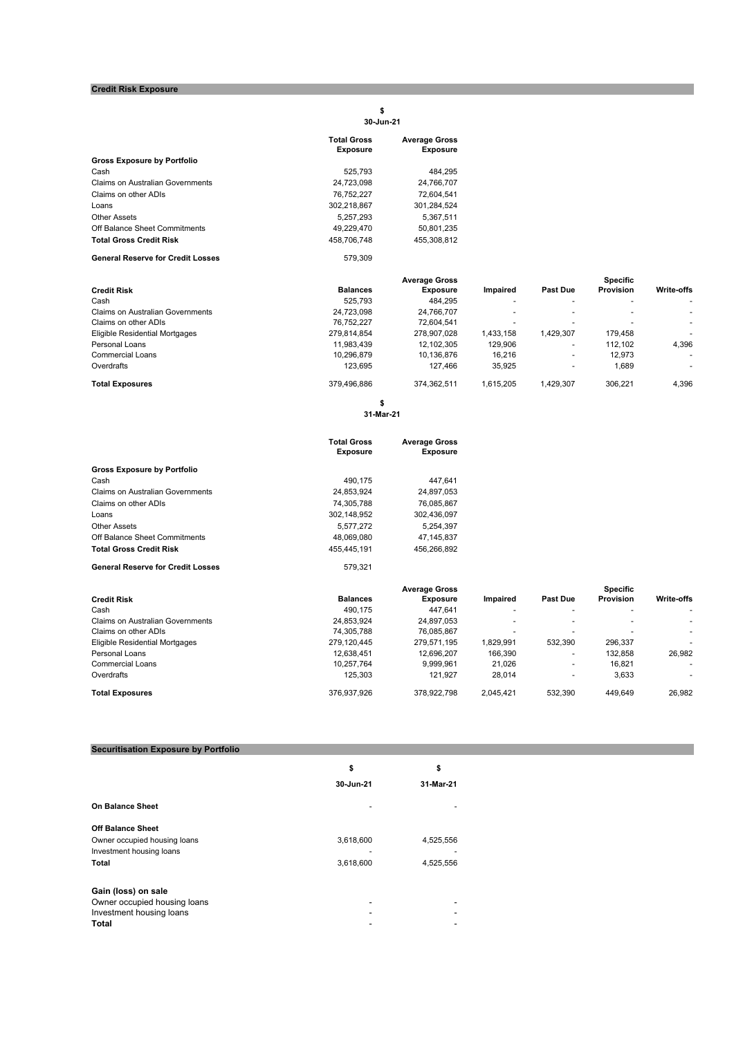## Credit Risk Exposure

$
30-Jun-21

| | Total Gross Exposure | Average Gross Exposure |
|---|---|---|
| **Gross Exposure by Portfolio** | | |
| Cash | 525,793 | 484,295 |
| Claims on Australian Governments | 24,723,098 | 24,766,707 |
| Claims on other ADIs | 76,752,227 | 72,604,541 |
| Loans | 302,218,867 | 301,284,524 |
| Other Assets | 5,257,293 | 5,367,511 |
| Off Balance Sheet Commitments | 49,229,470 | 50,801,235 |
| **Total Gross Credit Risk** | 458,706,748 | 455,308,812 |
| **General Reserve for Credit Losses** | 579,309 | |

| Credit Risk | Balances | Average Gross Exposure | Impaired | Past Due | Specific Provision | Write-offs |
|---|---|---|---|---|---|---|
| Cash | 525,793 | 484,295 | - | - | - | - |
| Claims on Australian Governments | 24,723,098 | 24,766,707 | - | - | - | - |
| Claims on other ADIs | 76,752,227 | 72,604,541 | - | - | - | - |
| Eligible Residential Mortgages | 279,814,854 | 278,907,028 | 1,433,158 | 1,429,307 | 179,458 | - |
| Personal Loans | 11,983,439 | 12,102,305 | 129,906 | - | 112,102 | 4,396 |
| Commercial Loans | 10,296,879 | 10,136,876 | 16,216 | - | 12,973 | - |
| Overdrafts | 123,695 | 127,466 | 35,925 | - | 1,689 | - |
| **Total Exposures** | 379,496,886 | 374,362,511 | 1,615,205 | 1,429,307 | 306,221 | 4,396 |

$
31-Mar-21

| | Total Gross Exposure | Average Gross Exposure |
|---|---|---|
| **Gross Exposure by Portfolio** | | |
| Cash | 490,175 | 447,641 |
| Claims on Australian Governments | 24,853,924 | 24,897,053 |
| Claims on other ADIs | 74,305,788 | 76,085,867 |
| Loans | 302,148,952 | 302,436,097 |
| Other Assets | 5,577,272 | 5,254,397 |
| Off Balance Sheet Commitments | 48,069,080 | 47,145,837 |
| **Total Gross Credit Risk** | 455,445,191 | 456,266,892 |
| **General Reserve for Credit Losses** | 579,321 | |

| Credit Risk | Balances | Average Gross Exposure | Impaired | Past Due | Specific Provision | Write-offs |
|---|---|---|---|---|---|---|
| Cash | 490,175 | 447,641 | - | - | - | - |
| Claims on Australian Governments | 24,853,924 | 24,897,053 | - | - | - | - |
| Claims on other ADIs | 74,305,788 | 76,085,867 | - | - | - | - |
| Eligible Residential Mortgages | 279,120,445 | 279,571,195 | 1,829,991 | 532,390 | 296,337 | - |
| Personal Loans | 12,638,451 | 12,696,207 | 166,390 | - | 132,858 | 26,982 |
| Commercial Loans | 10,257,764 | 9,999,961 | 21,026 | - | 16,821 | - |
| Overdrafts | 125,303 | 121,927 | 28,014 | - | 3,633 | - |
| **Total Exposures** | 376,937,926 | 378,922,798 | 2,045,421 | 532,390 | 449,649 | 26,982 |

## Securitisation Exposure by Portfolio

| | $ 30-Jun-21 | $ 31-Mar-21 |
|---|---|---|
| **On Balance Sheet** | - | - |
| **Off Balance Sheet** | | |
| Owner occupied housing loans | 3,618,600 | 4,525,556 |
| Investment housing loans | - | - |
| **Total** | 3,618,600 | 4,525,556 |
| **Gain (loss) on sale** | | |
| Owner occupied housing loans | - | - |
| Investment housing loans | - | - |
| **Total** | - | - |